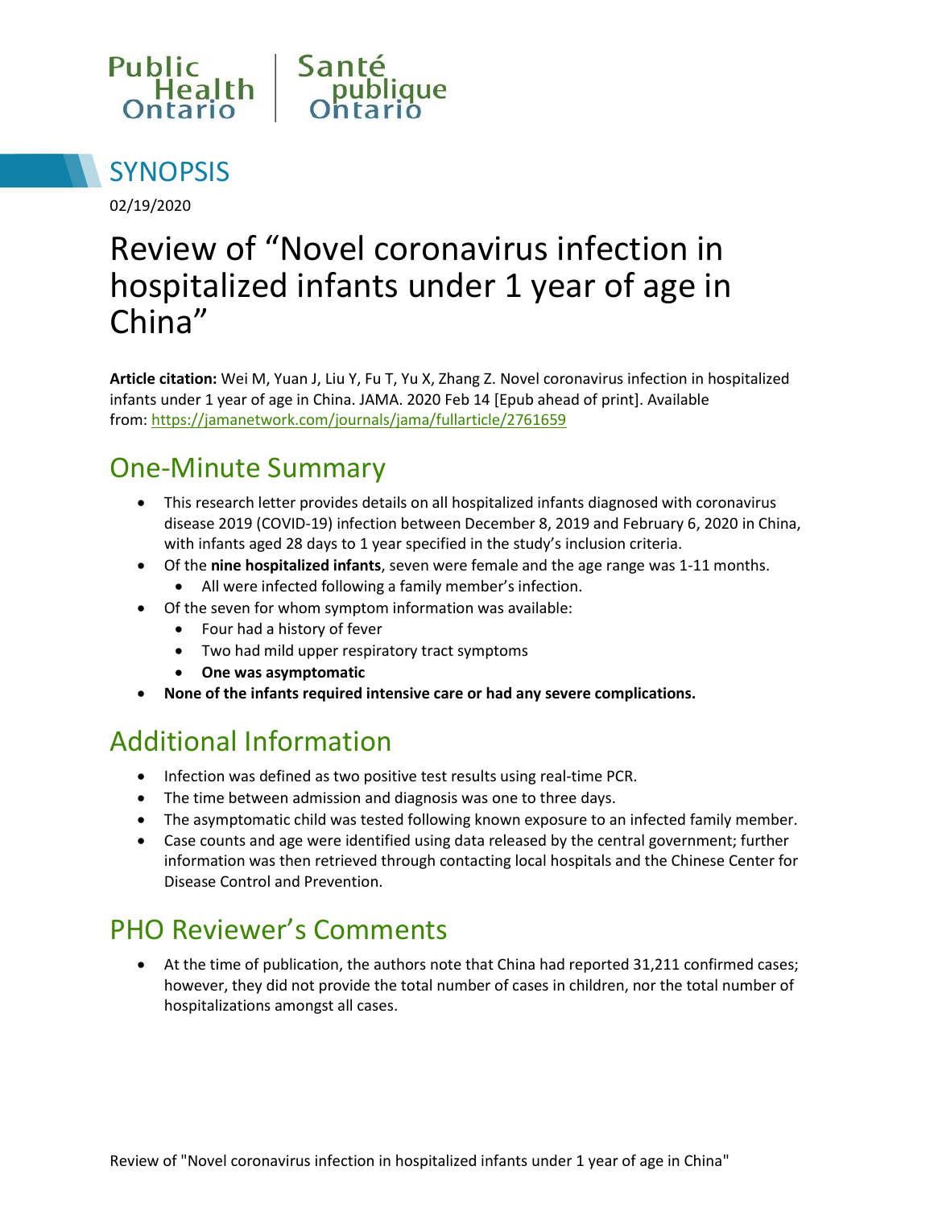Public Health Ontario | Santé publique Ontario

## SYNOPSIS

02/19/2020

# Review of "Novel coronavirus infection in hospitalized infants under 1 year of age in China"

**Article citation:** Wei M, Yuan J, Liu Y, Fu T, Yu X, Zhang Z. Novel coronavirus infection in hospitalized infants under 1 year of age in China. JAMA. 2020 Feb 14 [Epub ahead of print]. Available from: https://jamanetwork.com/journals/jama/fullarticle/2761659

## One-Minute Summary

- This research letter provides details on all hospitalized infants diagnosed with coronavirus disease 2019 (COVID-19) infection between December 8, 2019 and February 6, 2020 in China, with infants aged 28 days to 1 year specified in the study's inclusion criteria.
- Of the **nine hospitalized infants**, seven were female and the age range was 1-11 months.
  - All were infected following a family member's infection.
- Of the seven for whom symptom information was available:
  - Four had a history of fever
  - Two had mild upper respiratory tract symptoms
  - **One was asymptomatic**
- **None of the infants required intensive care or had any severe complications.**

## Additional Information

- Infection was defined as two positive test results using real-time PCR.
- The time between admission and diagnosis was one to three days.
- The asymptomatic child was tested following known exposure to an infected family member.
- Case counts and age were identified using data released by the central government; further information was then retrieved through contacting local hospitals and the Chinese Center for Disease Control and Prevention.

## PHO Reviewer's Comments

- At the time of publication, the authors note that China had reported 31,211 confirmed cases; however, they did not provide the total number of cases in children, nor the total number of hospitalizations amongst all cases.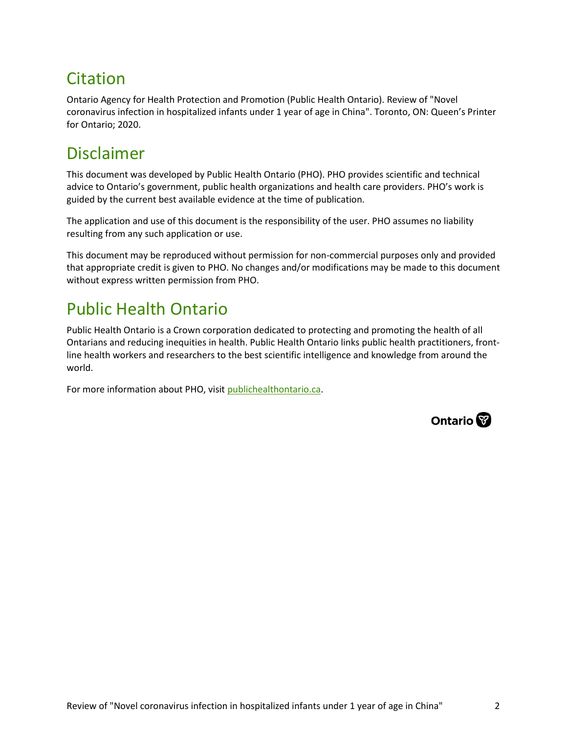## Citation

Ontario Agency for Health Protection and Promotion (Public Health Ontario). Review of "Novel coronavirus infection in hospitalized infants under 1 year of age in China". Toronto, ON: Queen's Printer for Ontario; 2020.

## Disclaimer

This document was developed by Public Health Ontario (PHO). PHO provides scientific and technical advice to Ontario's government, public health organizations and health care providers. PHO's work is guided by the current best available evidence at the time of publication.

The application and use of this document is the responsibility of the user. PHO assumes no liability resulting from any such application or use.

This document may be reproduced without permission for non-commercial purposes only and provided that appropriate credit is given to PHO. No changes and/or modifications may be made to this document without express written permission from PHO.

## Public Health Ontario

Public Health Ontario is a Crown corporation dedicated to protecting and promoting the health of all Ontarians and reducing inequities in health. Public Health Ontario links public health practitioners, front-line health workers and researchers to the best scientific intelligence and knowledge from around the world.

For more information about PHO, visit [publichealthontario.ca](publichealthontario.ca).

Ontario